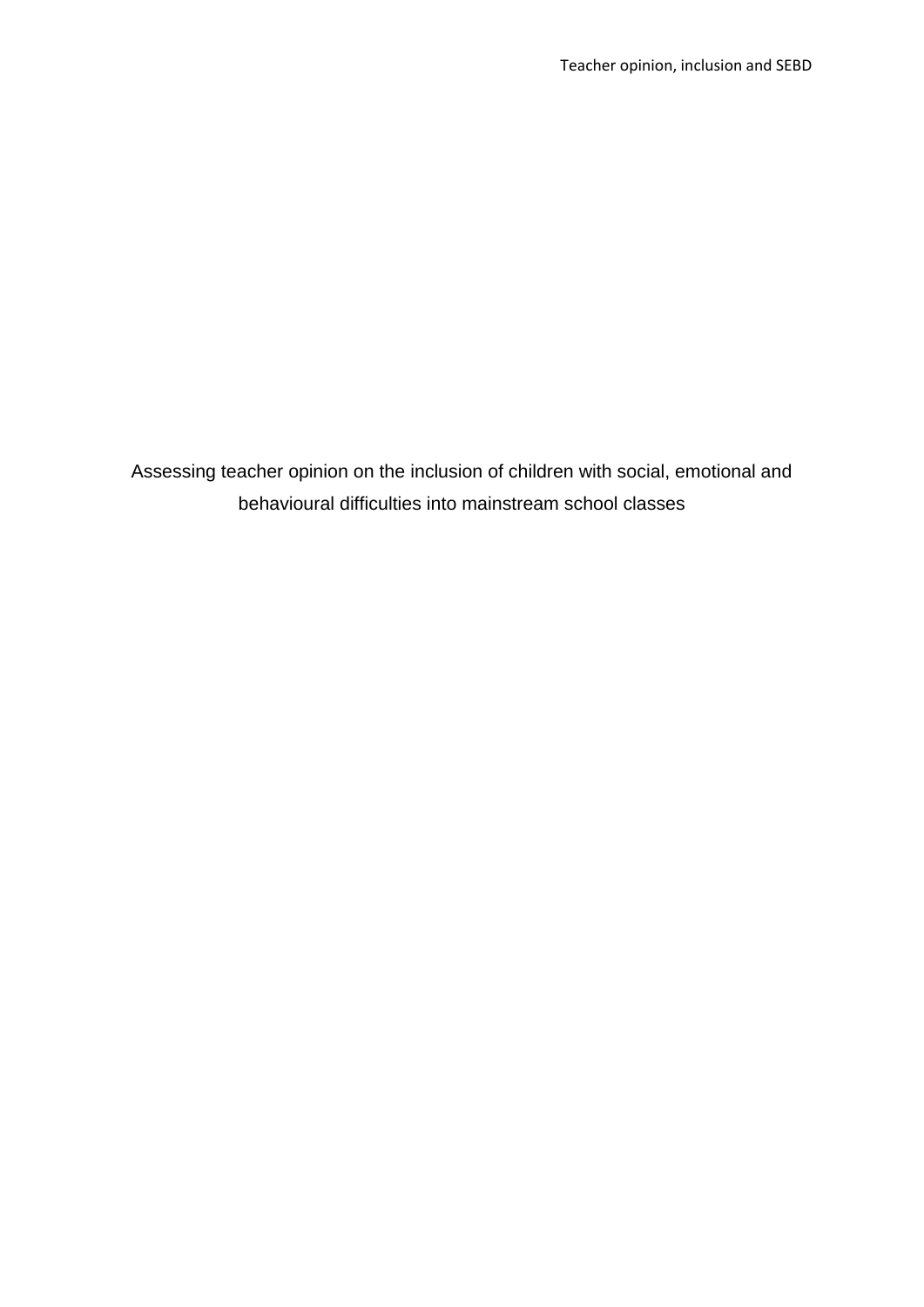# Assessing teacher opinion on the inclusion of children with social, emotional and behavioural difficulties into mainstream school classes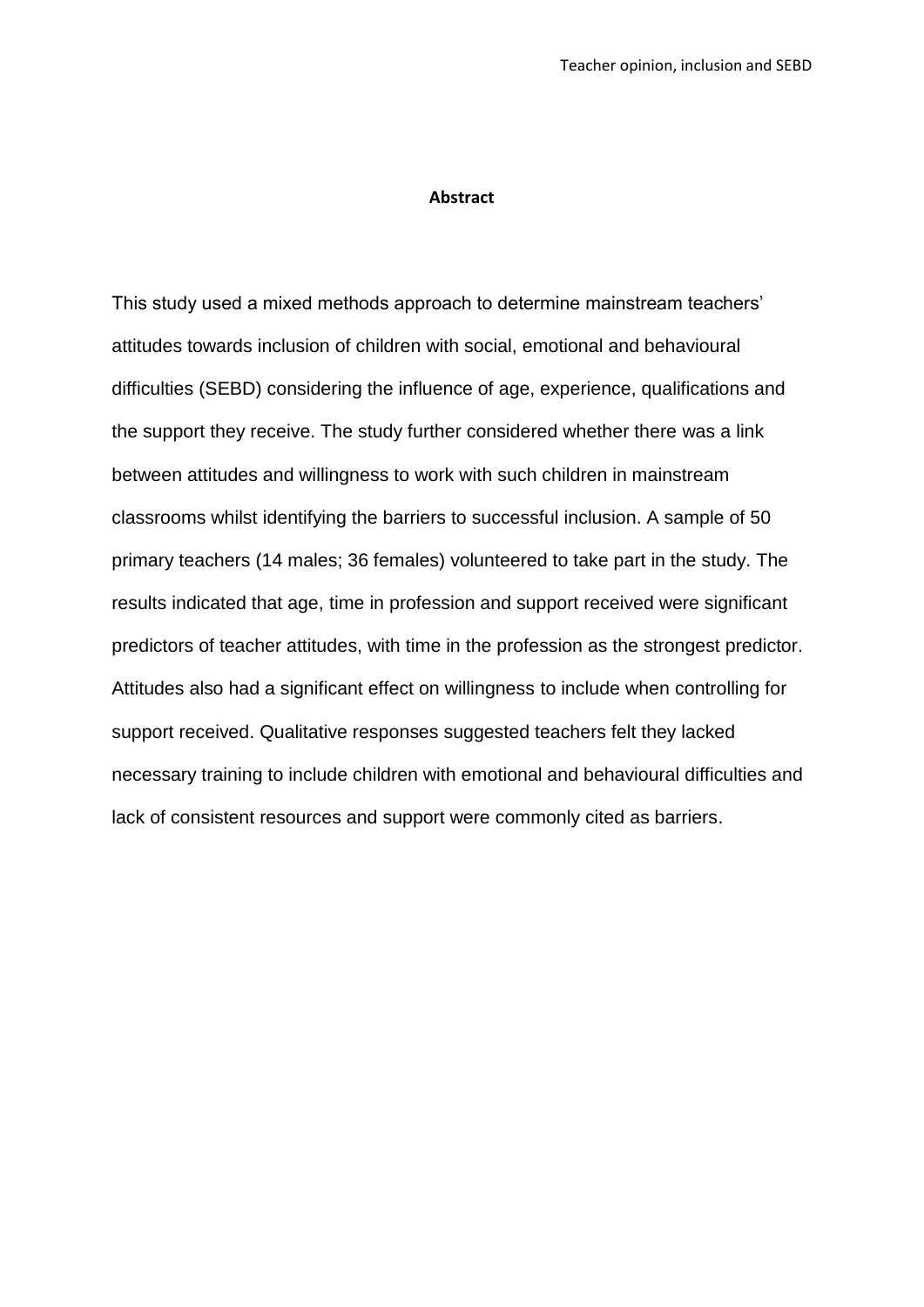**Abstract**

This study used a mixed methods approach to determine mainstream teachers' attitudes towards inclusion of children with social, emotional and behavioural difficulties (SEBD) considering the influence of age, experience, qualifications and the support they receive. The study further considered whether there was a link between attitudes and willingness to work with such children in mainstream classrooms whilst identifying the barriers to successful inclusion. A sample of 50 primary teachers (14 males; 36 females) volunteered to take part in the study. The results indicated that age, time in profession and support received were significant predictors of teacher attitudes, with time in the profession as the strongest predictor. Attitudes also had a significant effect on willingness to include when controlling for support received. Qualitative responses suggested teachers felt they lacked necessary training to include children with emotional and behavioural difficulties and lack of consistent resources and support were commonly cited as barriers.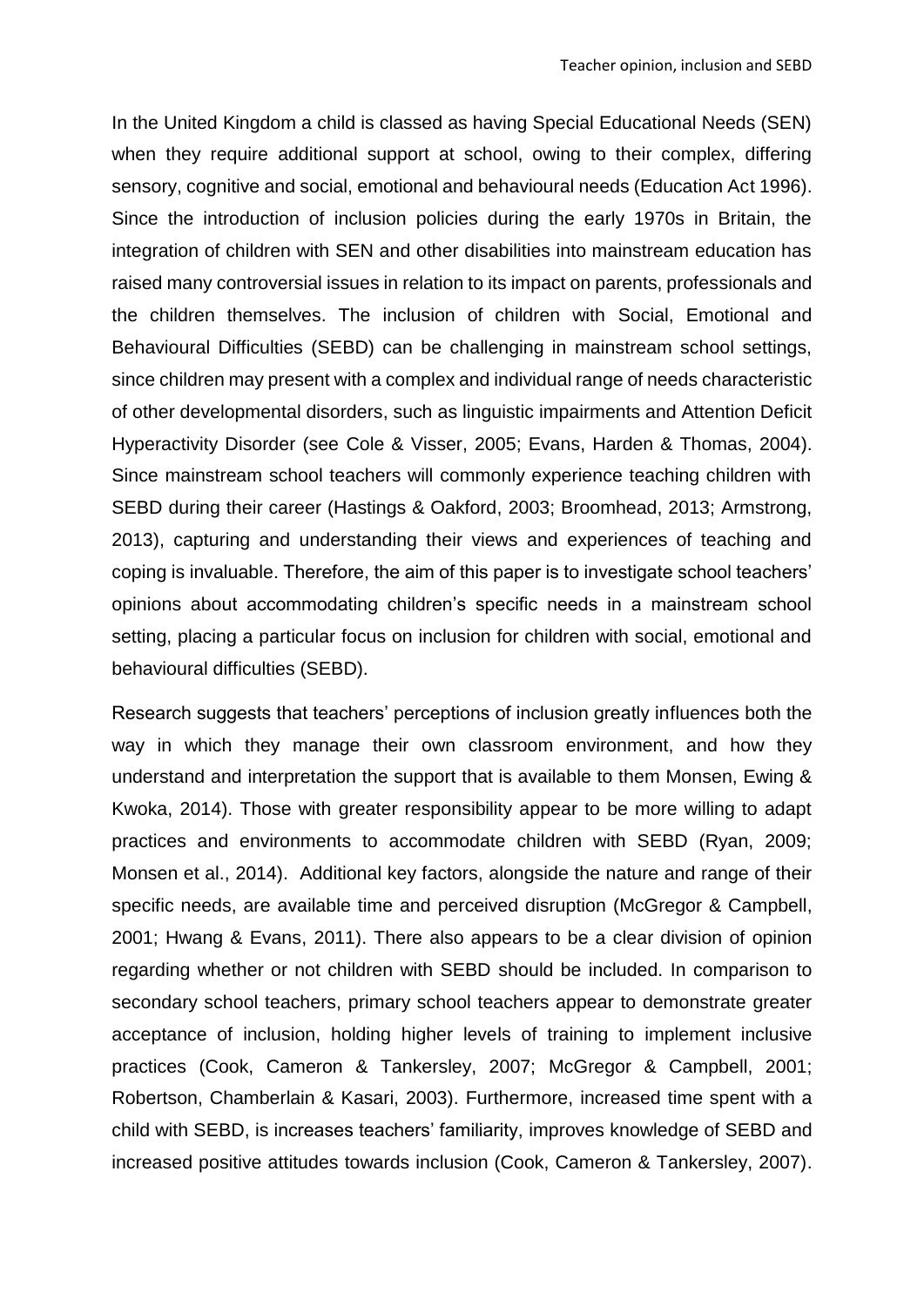In the United Kingdom a child is classed as having Special Educational Needs (SEN) when they require additional support at school, owing to their complex, differing sensory, cognitive and social, emotional and behavioural needs (Education Act 1996). Since the introduction of inclusion policies during the early 1970s in Britain, the integration of children with SEN and other disabilities into mainstream education has raised many controversial issues in relation to its impact on parents, professionals and the children themselves. The inclusion of children with Social, Emotional and Behavioural Difficulties (SEBD) can be challenging in mainstream school settings, since children may present with a complex and individual range of needs characteristic of other developmental disorders, such as linguistic impairments and Attention Deficit Hyperactivity Disorder (see Cole & Visser, 2005; Evans, Harden & Thomas, 2004). Since mainstream school teachers will commonly experience teaching children with SEBD during their career (Hastings & Oakford, 2003; Broomhead, 2013; Armstrong, 2013), capturing and understanding their views and experiences of teaching and coping is invaluable. Therefore, the aim of this paper is to investigate school teachers' opinions about accommodating children's specific needs in a mainstream school setting, placing a particular focus on inclusion for children with social, emotional and behavioural difficulties (SEBD).

Research suggests that teachers' perceptions of inclusion greatly influences both the way in which they manage their own classroom environment, and how they understand and interpretation the support that is available to them Monsen, Ewing & Kwoka, 2014). Those with greater responsibility appear to be more willing to adapt practices and environments to accommodate children with SEBD (Ryan, 2009; Monsen et al., 2014). Additional key factors, alongside the nature and range of their specific needs, are available time and perceived disruption (McGregor & Campbell, 2001; Hwang & Evans, 2011). There also appears to be a clear division of opinion regarding whether or not children with SEBD should be included. In comparison to secondary school teachers, primary school teachers appear to demonstrate greater acceptance of inclusion, holding higher levels of training to implement inclusive practices (Cook, Cameron & Tankersley, 2007; McGregor & Campbell, 2001; Robertson, Chamberlain & Kasari, 2003). Furthermore, increased time spent with a child with SEBD, is increases teachers' familiarity, improves knowledge of SEBD and increased positive attitudes towards inclusion (Cook, Cameron & Tankersley, 2007).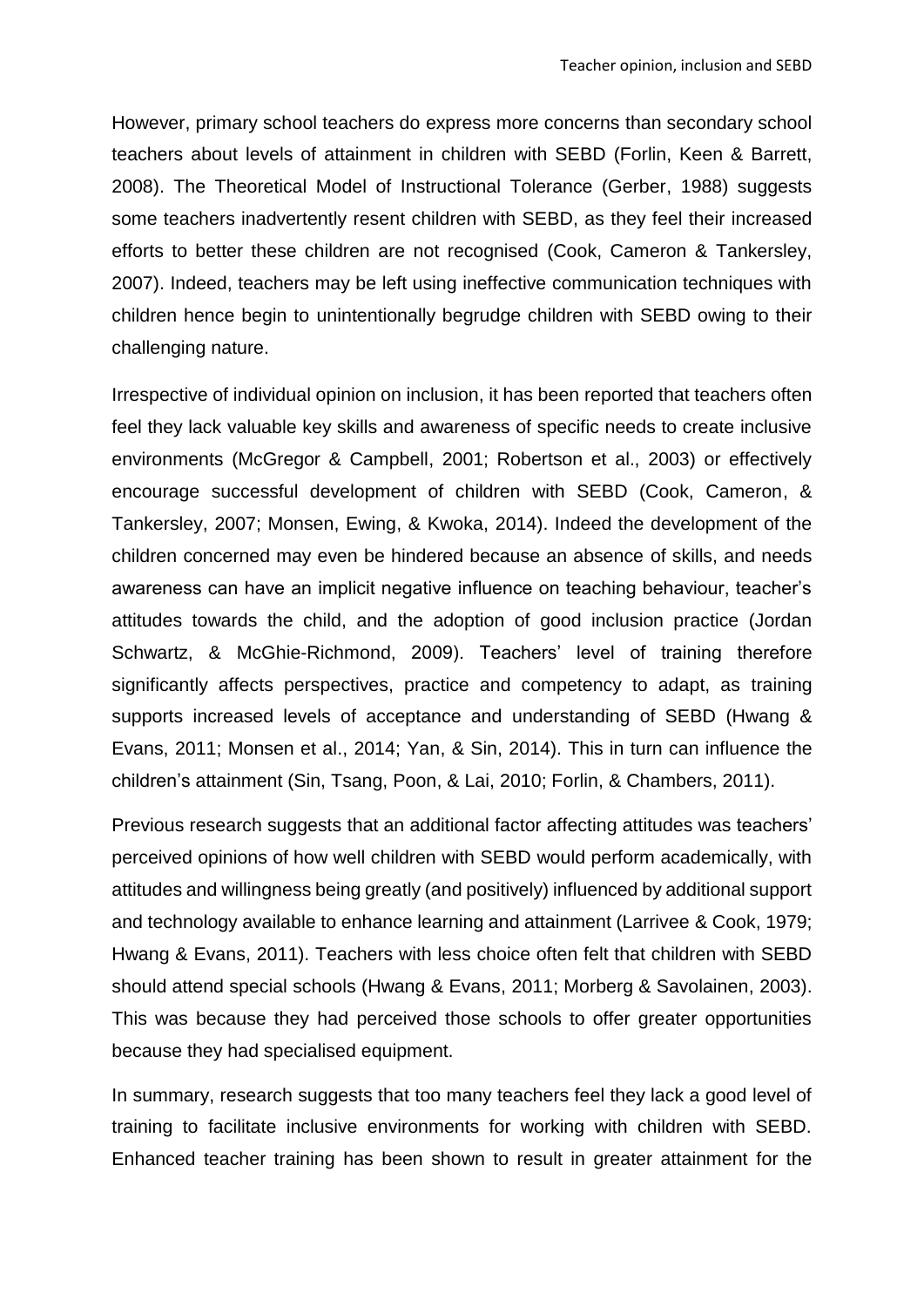However, primary school teachers do express more concerns than secondary school teachers about levels of attainment in children with SEBD (Forlin, Keen & Barrett, 2008). The Theoretical Model of Instructional Tolerance (Gerber, 1988) suggests some teachers inadvertently resent children with SEBD, as they feel their increased efforts to better these children are not recognised (Cook, Cameron & Tankersley, 2007). Indeed, teachers may be left using ineffective communication techniques with children hence begin to unintentionally begrudge children with SEBD owing to their challenging nature.

Irrespective of individual opinion on inclusion, it has been reported that teachers often feel they lack valuable key skills and awareness of specific needs to create inclusive environments (McGregor & Campbell, 2001; Robertson et al., 2003) or effectively encourage successful development of children with SEBD (Cook, Cameron, & Tankersley, 2007; Monsen, Ewing, & Kwoka, 2014). Indeed the development of the children concerned may even be hindered because an absence of skills, and needs awareness can have an implicit negative influence on teaching behaviour, teacher's attitudes towards the child, and the adoption of good inclusion practice (Jordan Schwartz, & McGhie-Richmond, 2009). Teachers' level of training therefore significantly affects perspectives, practice and competency to adapt, as training supports increased levels of acceptance and understanding of SEBD (Hwang & Evans, 2011; Monsen et al., 2014; Yan, & Sin, 2014). This in turn can influence the children's attainment (Sin, Tsang, Poon, & Lai, 2010; Forlin, & Chambers, 2011).

Previous research suggests that an additional factor affecting attitudes was teachers' perceived opinions of how well children with SEBD would perform academically, with attitudes and willingness being greatly (and positively) influenced by additional support and technology available to enhance learning and attainment (Larrivee & Cook, 1979; Hwang & Evans, 2011). Teachers with less choice often felt that children with SEBD should attend special schools (Hwang & Evans, 2011; Morberg & Savolainen, 2003). This was because they had perceived those schools to offer greater opportunities because they had specialised equipment.

In summary, research suggests that too many teachers feel they lack a good level of training to facilitate inclusive environments for working with children with SEBD. Enhanced teacher training has been shown to result in greater attainment for the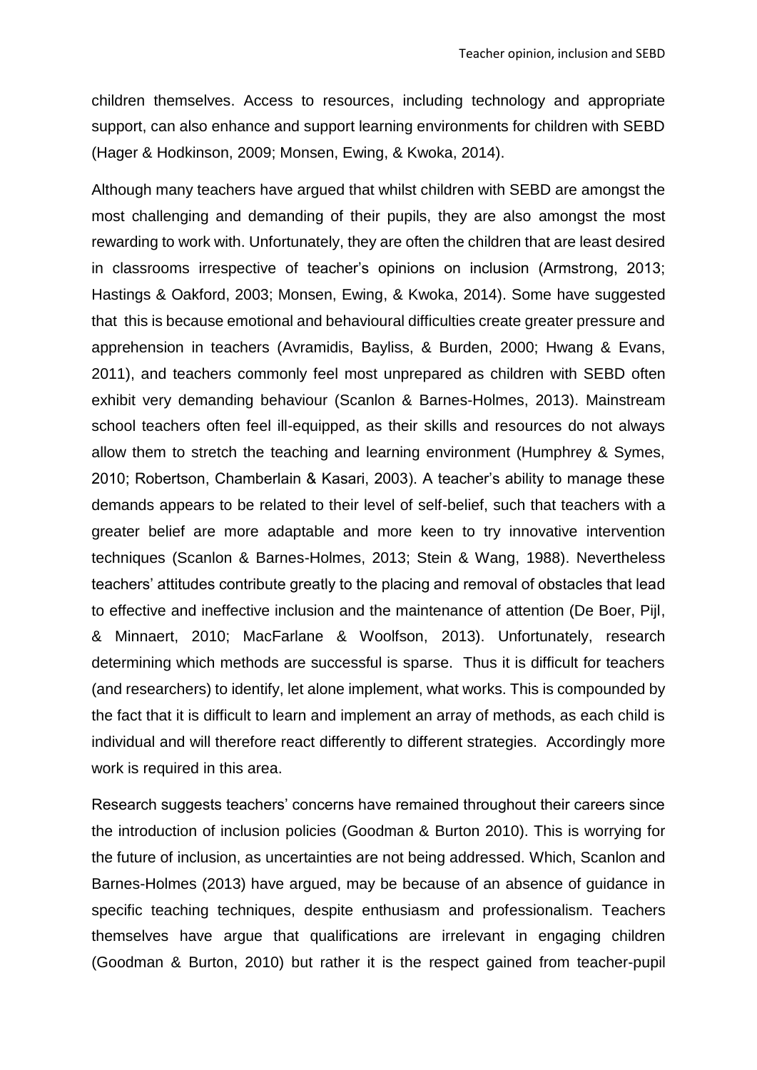children themselves. Access to resources, including technology and appropriate support, can also enhance and support learning environments for children with SEBD (Hager & Hodkinson, 2009; Monsen, Ewing, & Kwoka, 2014).

Although many teachers have argued that whilst children with SEBD are amongst the most challenging and demanding of their pupils, they are also amongst the most rewarding to work with. Unfortunately, they are often the children that are least desired in classrooms irrespective of teacher's opinions on inclusion (Armstrong, 2013; Hastings & Oakford, 2003; Monsen, Ewing, & Kwoka, 2014). Some have suggested that this is because emotional and behavioural difficulties create greater pressure and apprehension in teachers (Avramidis, Bayliss, & Burden, 2000; Hwang & Evans, 2011), and teachers commonly feel most unprepared as children with SEBD often exhibit very demanding behaviour (Scanlon & Barnes-Holmes, 2013). Mainstream school teachers often feel ill-equipped, as their skills and resources do not always allow them to stretch the teaching and learning environment (Humphrey & Symes, 2010; Robertson, Chamberlain & Kasari, 2003). A teacher's ability to manage these demands appears to be related to their level of self-belief, such that teachers with a greater belief are more adaptable and more keen to try innovative intervention techniques (Scanlon & Barnes-Holmes, 2013; Stein & Wang, 1988). Nevertheless teachers' attitudes contribute greatly to the placing and removal of obstacles that lead to effective and ineffective inclusion and the maintenance of attention (De Boer, Pijl, & Minnaert, 2010; MacFarlane & Woolfson, 2013). Unfortunately, research determining which methods are successful is sparse. Thus it is difficult for teachers (and researchers) to identify, let alone implement, what works. This is compounded by the fact that it is difficult to learn and implement an array of methods, as each child is individual and will therefore react differently to different strategies. Accordingly more work is required in this area.

Research suggests teachers' concerns have remained throughout their careers since the introduction of inclusion policies (Goodman & Burton 2010). This is worrying for the future of inclusion, as uncertainties are not being addressed. Which, Scanlon and Barnes-Holmes (2013) have argued, may be because of an absence of guidance in specific teaching techniques, despite enthusiasm and professionalism. Teachers themselves have argue that qualifications are irrelevant in engaging children (Goodman & Burton, 2010) but rather it is the respect gained from teacher-pupil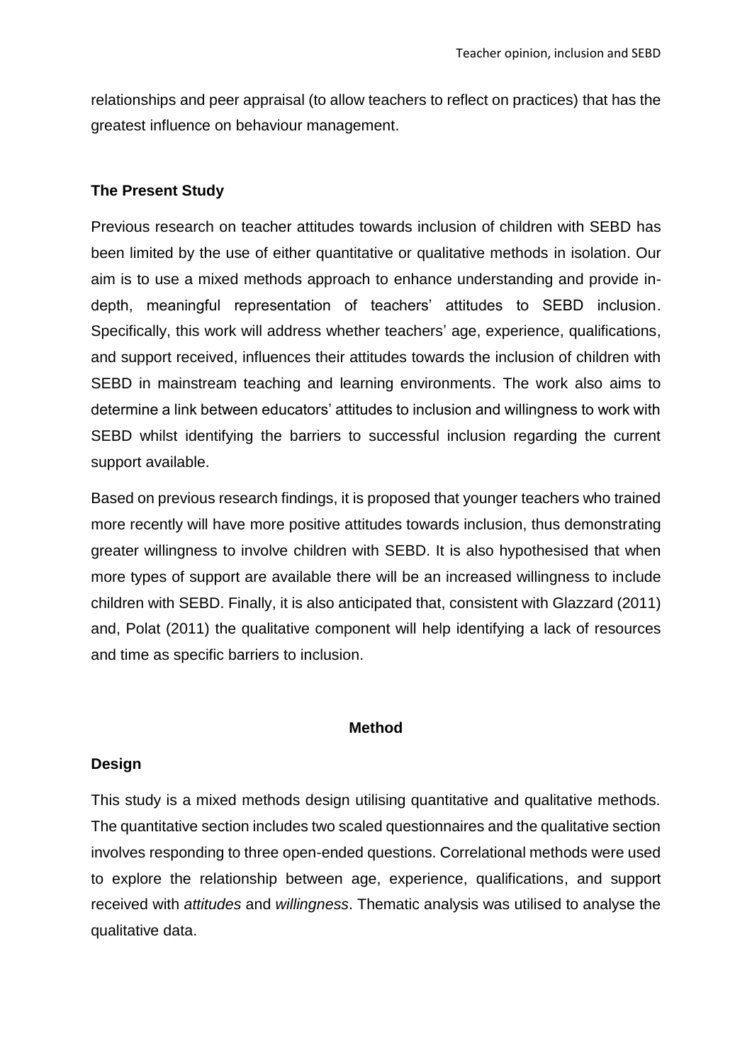relationships and peer appraisal (to allow teachers to reflect on practices) that has the greatest influence on behaviour management.

## The Present Study

Previous research on teacher attitudes towards inclusion of children with SEBD has been limited by the use of either quantitative or qualitative methods in isolation. Our aim is to use a mixed methods approach to enhance understanding and provide in-depth, meaningful representation of teachers' attitudes to SEBD inclusion. Specifically, this work will address whether teachers' age, experience, qualifications, and support received, influences their attitudes towards the inclusion of children with SEBD in mainstream teaching and learning environments. The work also aims to determine a link between educators' attitudes to inclusion and willingness to work with SEBD whilst identifying the barriers to successful inclusion regarding the current support available.

Based on previous research findings, it is proposed that younger teachers who trained more recently will have more positive attitudes towards inclusion, thus demonstrating greater willingness to involve children with SEBD. It is also hypothesised that when more types of support are available there will be an increased willingness to include children with SEBD. Finally, it is also anticipated that, consistent with Glazzard (2011) and, Polat (2011) the qualitative component will help identifying a lack of resources and time as specific barriers to inclusion.

# Method

## Design

This study is a mixed methods design utilising quantitative and qualitative methods. The quantitative section includes two scaled questionnaires and the qualitative section involves responding to three open-ended questions. Correlational methods were used to explore the relationship between age, experience, qualifications, and support received with *attitudes* and *willingness*. Thematic analysis was utilised to analyse the qualitative data.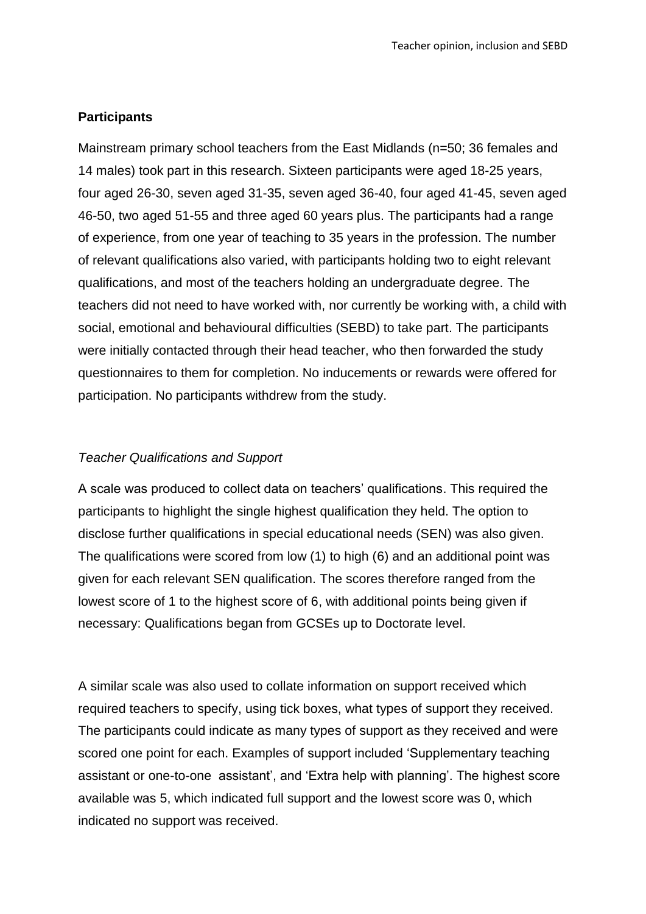**Participants**

Mainstream primary school teachers from the East Midlands (n=50; 36 females and 14 males) took part in this research. Sixteen participants were aged 18-25 years, four aged 26-30, seven aged 31-35, seven aged 36-40, four aged 41-45, seven aged 46-50, two aged 51-55 and three aged 60 years plus. The participants had a range of experience, from one year of teaching to 35 years in the profession. The number of relevant qualifications also varied, with participants holding two to eight relevant qualifications, and most of the teachers holding an undergraduate degree. The teachers did not need to have worked with, nor currently be working with, a child with social, emotional and behavioural difficulties (SEBD) to take part. The participants were initially contacted through their head teacher, who then forwarded the study questionnaires to them for completion. No inducements or rewards were offered for participation. No participants withdrew from the study.

*Teacher Qualifications and Support*

A scale was produced to collect data on teachers' qualifications. This required the participants to highlight the single highest qualification they held. The option to disclose further qualifications in special educational needs (SEN) was also given. The qualifications were scored from low (1) to high (6) and an additional point was given for each relevant SEN qualification. The scores therefore ranged from the lowest score of 1 to the highest score of 6, with additional points being given if necessary: Qualifications began from GCSEs up to Doctorate level.

A similar scale was also used to collate information on support received which required teachers to specify, using tick boxes, what types of support they received. The participants could indicate as many types of support as they received and were scored one point for each. Examples of support included 'Supplementary teaching assistant or one-to-one assistant', and 'Extra help with planning'. The highest score available was 5, which indicated full support and the lowest score was 0, which indicated no support was received.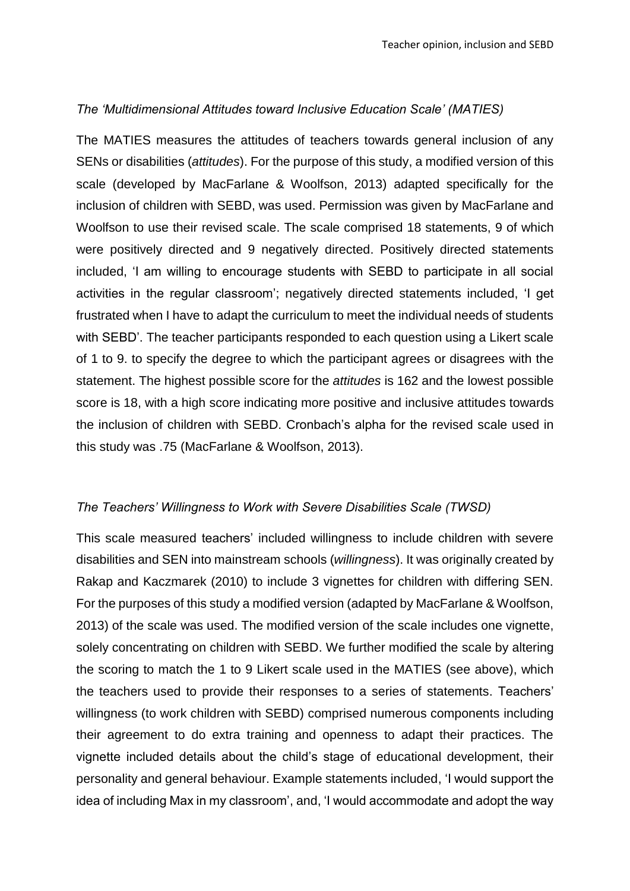*The 'Multidimensional Attitudes toward Inclusive Education Scale' (MATIES)*

The MATIES measures the attitudes of teachers towards general inclusion of any SENs or disabilities (*attitudes*). For the purpose of this study, a modified version of this scale (developed by MacFarlane & Woolfson, 2013) adapted specifically for the inclusion of children with SEBD, was used. Permission was given by MacFarlane and Woolfson to use their revised scale. The scale comprised 18 statements, 9 of which were positively directed and 9 negatively directed. Positively directed statements included, 'I am willing to encourage students with SEBD to participate in all social activities in the regular classroom'; negatively directed statements included, 'I get frustrated when I have to adapt the curriculum to meet the individual needs of students with SEBD'. The teacher participants responded to each question using a Likert scale of 1 to 9. to specify the degree to which the participant agrees or disagrees with the statement. The highest possible score for the *attitudes* is 162 and the lowest possible score is 18, with a high score indicating more positive and inclusive attitudes towards the inclusion of children with SEBD. Cronbach's alpha for the revised scale used in this study was .75 (MacFarlane & Woolfson, 2013).

*The Teachers' Willingness to Work with Severe Disabilities Scale (TWSD)*

This scale measured teachers' included willingness to include children with severe disabilities and SEN into mainstream schools (*willingness*). It was originally created by Rakap and Kaczmarek (2010) to include 3 vignettes for children with differing SEN. For the purposes of this study a modified version (adapted by MacFarlane & Woolfson, 2013) of the scale was used. The modified version of the scale includes one vignette, solely concentrating on children with SEBD. We further modified the scale by altering the scoring to match the 1 to 9 Likert scale used in the MATIES (see above), which the teachers used to provide their responses to a series of statements. Teachers' willingness (to work children with SEBD) comprised numerous components including their agreement to do extra training and openness to adapt their practices. The vignette included details about the child's stage of educational development, their personality and general behaviour. Example statements included, 'I would support the idea of including Max in my classroom', and, 'I would accommodate and adopt the way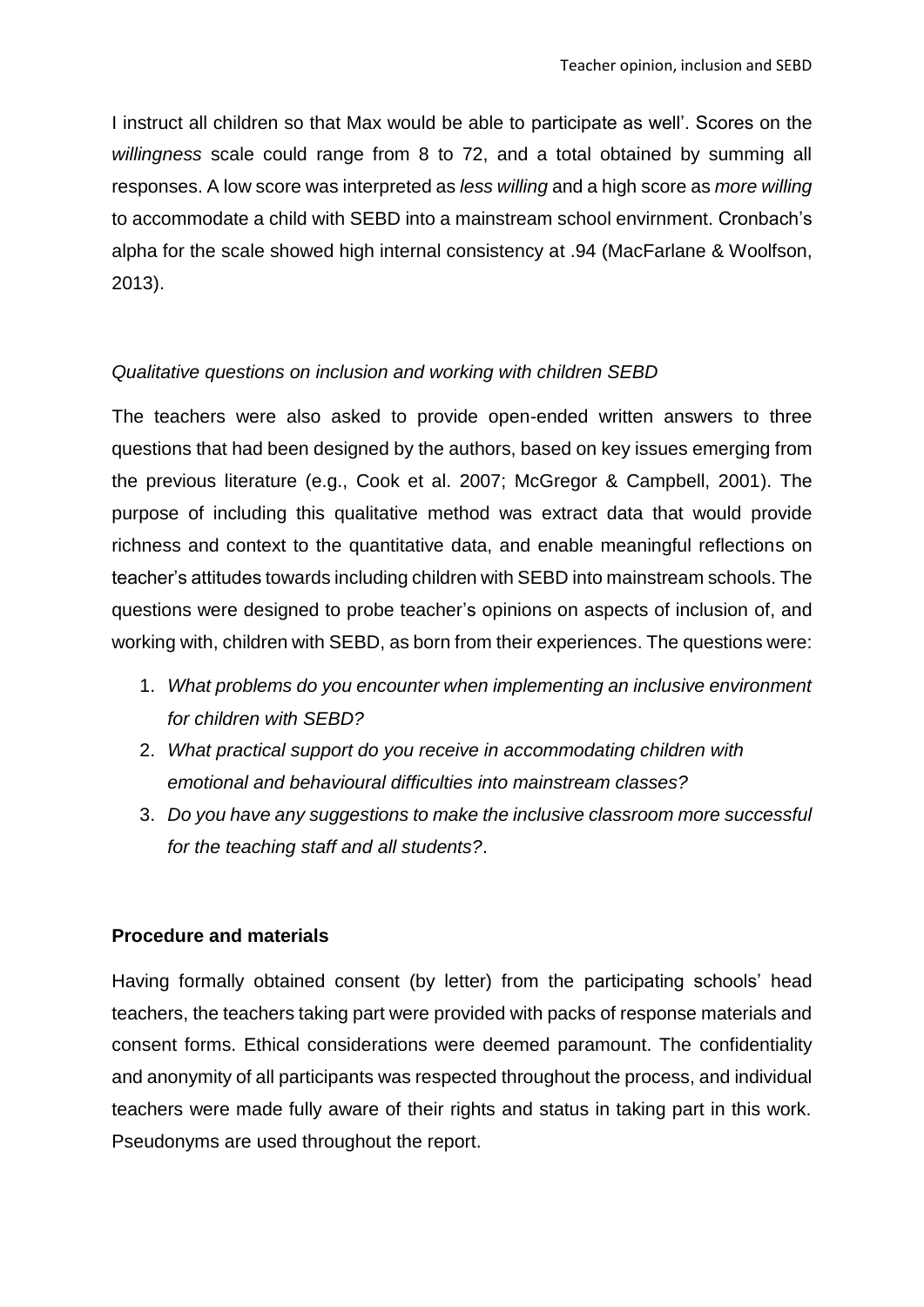I instruct all children so that Max would be able to participate as well'. Scores on the *willingness* scale could range from 8 to 72, and a total obtained by summing all responses. A low score was interpreted as *less willing* and a high score as *more willing* to accommodate a child with SEBD into a mainstream school envirnment. Cronbach's alpha for the scale showed high internal consistency at .94 (MacFarlane & Woolfson, 2013).

*Qualitative questions on inclusion and working with children SEBD*

The teachers were also asked to provide open-ended written answers to three questions that had been designed by the authors, based on key issues emerging from the previous literature (e.g., Cook et al. 2007; McGregor & Campbell, 2001). The purpose of including this qualitative method was extract data that would provide richness and context to the quantitative data, and enable meaningful reflections on teacher's attitudes towards including children with SEBD into mainstream schools. The questions were designed to probe teacher's opinions on aspects of inclusion of, and working with, children with SEBD, as born from their experiences. The questions were:

1. *What problems do you encounter when implementing an inclusive environment for children with SEBD?*
2. *What practical support do you receive in accommodating children with emotional and behavioural difficulties into mainstream classes?*
3. *Do you have any suggestions to make the inclusive classroom more successful for the teaching staff and all students?*.

**Procedure and materials**

Having formally obtained consent (by letter) from the participating schools' head teachers, the teachers taking part were provided with packs of response materials and consent forms. Ethical considerations were deemed paramount. The confidentiality and anonymity of all participants was respected throughout the process, and individual teachers were made fully aware of their rights and status in taking part in this work. Pseudonyms are used throughout the report.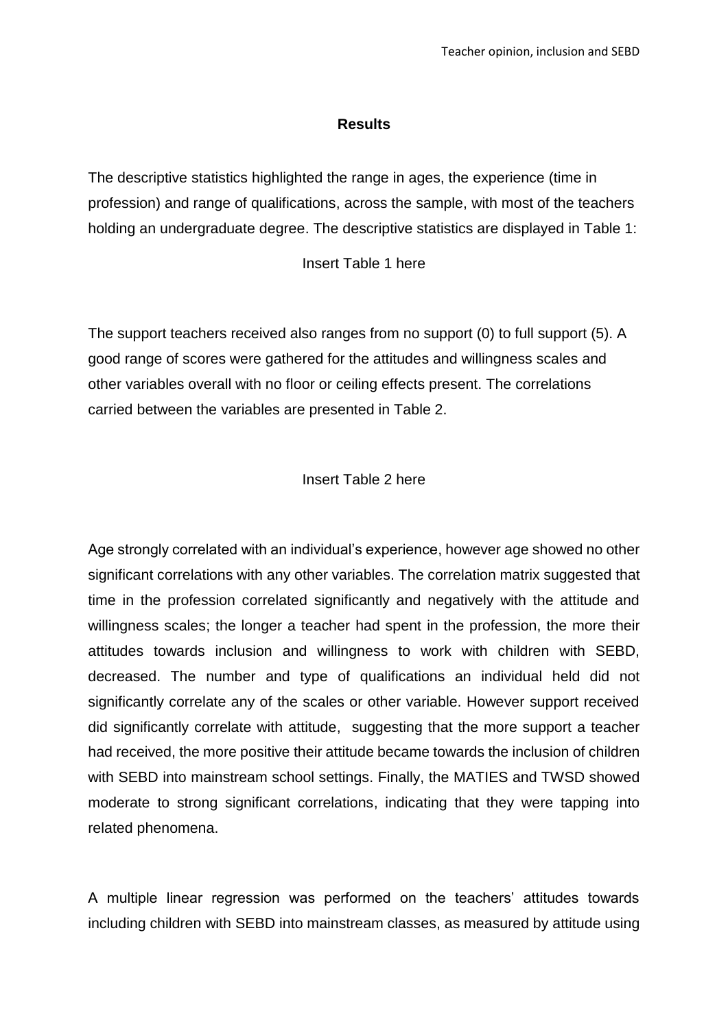## Results

The descriptive statistics highlighted the range in ages, the experience (time in profession) and range of qualifications, across the sample, with most of the teachers holding an undergraduate degree. The descriptive statistics are displayed in Table 1:

Insert Table 1 here

The support teachers received also ranges from no support (0) to full support (5). A good range of scores were gathered for the attitudes and willingness scales and other variables overall with no floor or ceiling effects present. The correlations carried between the variables are presented in Table 2.

Insert Table 2 here

Age strongly correlated with an individual's experience, however age showed no other significant correlations with any other variables. The correlation matrix suggested that time in the profession correlated significantly and negatively with the attitude and willingness scales; the longer a teacher had spent in the profession, the more their attitudes towards inclusion and willingness to work with children with SEBD, decreased. The number and type of qualifications an individual held did not significantly correlate any of the scales or other variable. However support received did significantly correlate with attitude, suggesting that the more support a teacher had received, the more positive their attitude became towards the inclusion of children with SEBD into mainstream school settings. Finally, the MATIES and TWSD showed moderate to strong significant correlations, indicating that they were tapping into related phenomena.

A multiple linear regression was performed on the teachers' attitudes towards including children with SEBD into mainstream classes, as measured by attitude using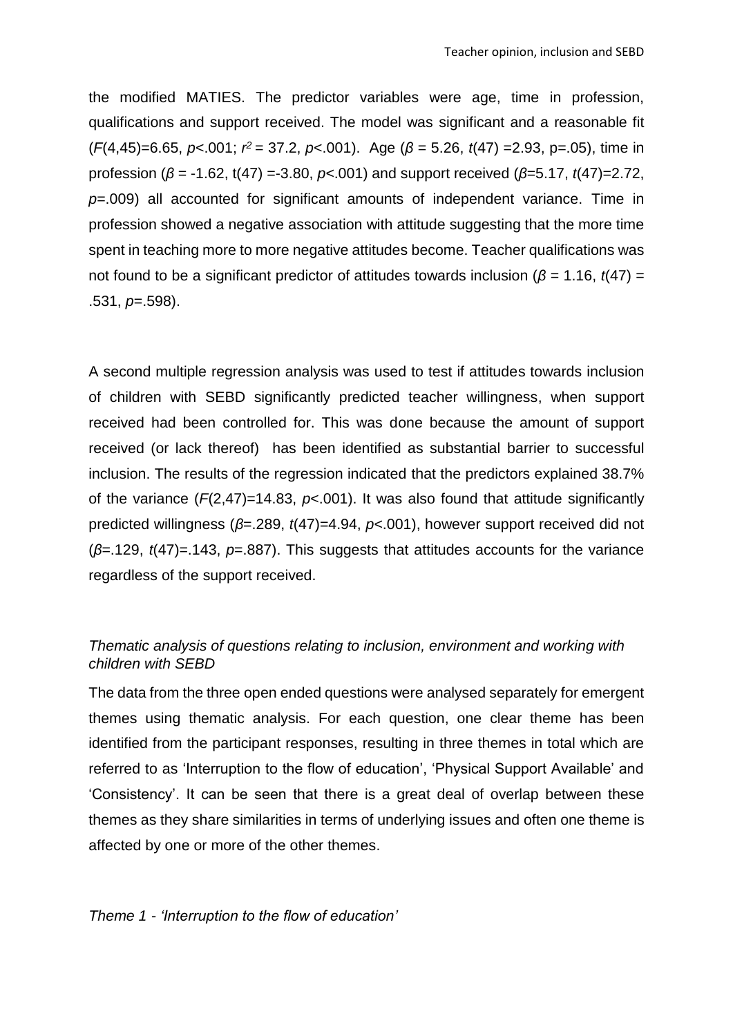the modified MATIES. The predictor variables were age, time in profession, qualifications and support received. The model was significant and a reasonable fit ($F(4,45)=6.65$, $p<.001$; $r^2 = 37.2$, $p<.001$). Age ($\beta = 5.26$, $t(47) = 2.93$, $p=.05$), time in profession ($\beta = -1.62$, $t(47) = -3.80$, $p<.001$) and support received ($\beta=5.17$, $t(47)=2.72$, $p=.009$) all accounted for significant amounts of independent variance. Time in profession showed a negative association with attitude suggesting that the more time spent in teaching more to more negative attitudes become. Teacher qualifications was not found to be a significant predictor of attitudes towards inclusion ($\beta = 1.16$, $t(47) = .531$, $p=.598$).

A second multiple regression analysis was used to test if attitudes towards inclusion of children with SEBD significantly predicted teacher willingness, when support received had been controlled for. This was done because the amount of support received (or lack thereof) has been identified as substantial barrier to successful inclusion. The results of the regression indicated that the predictors explained 38.7% of the variance ($F(2,47)=14.83$, $p<.001$). It was also found that attitude significantly predicted willingness ($\beta=.289$, $t(47)=4.94$, $p<.001$), however support received did not ($\beta=.129$, $t(47)=.143$, $p=.887$). This suggests that attitudes accounts for the variance regardless of the support received.

*Thematic analysis of questions relating to inclusion, environment and working with children with SEBD*

The data from the three open ended questions were analysed separately for emergent themes using thematic analysis. For each question, one clear theme has been identified from the participant responses, resulting in three themes in total which are referred to as 'Interruption to the flow of education', 'Physical Support Available' and 'Consistency'. It can be seen that there is a great deal of overlap between these themes as they share similarities in terms of underlying issues and often one theme is affected by one or more of the other themes.

*Theme 1 - 'Interruption to the flow of education'*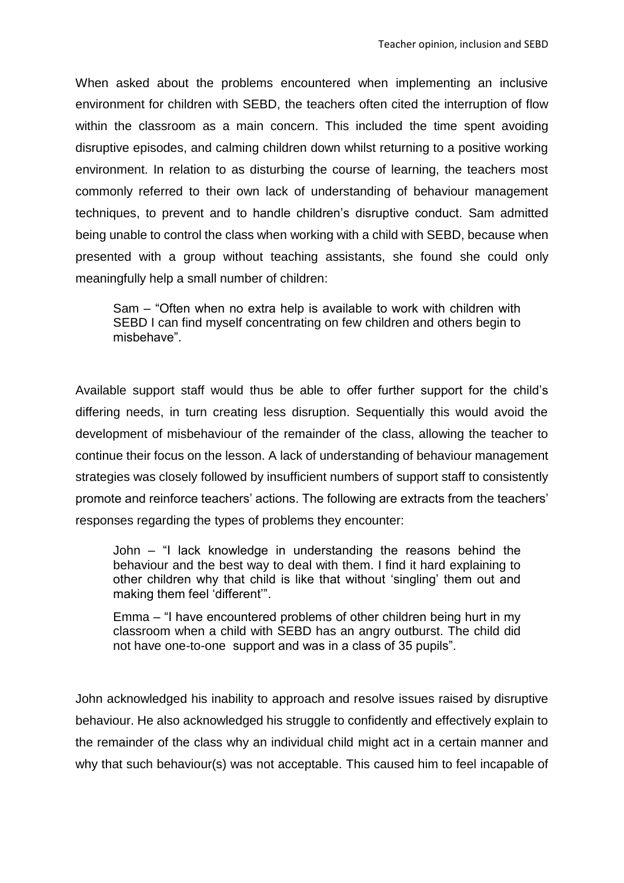When asked about the problems encountered when implementing an inclusive environment for children with SEBD, the teachers often cited the interruption of flow within the classroom as a main concern. This included the time spent avoiding disruptive episodes, and calming children down whilst returning to a positive working environment. In relation to as disturbing the course of learning, the teachers most commonly referred to their own lack of understanding of behaviour management techniques, to prevent and to handle children's disruptive conduct. Sam admitted being unable to control the class when working with a child with SEBD, because when presented with a group without teaching assistants, she found she could only meaningfully help a small number of children:

> Sam – "Often when no extra help is available to work with children with SEBD I can find myself concentrating on few children and others begin to misbehave".

Available support staff would thus be able to offer further support for the child's differing needs, in turn creating less disruption. Sequentially this would avoid the development of misbehaviour of the remainder of the class, allowing the teacher to continue their focus on the lesson. A lack of understanding of behaviour management strategies was closely followed by insufficient numbers of support staff to consistently promote and reinforce teachers' actions. The following are extracts from the teachers' responses regarding the types of problems they encounter:

> John – "I lack knowledge in understanding the reasons behind the behaviour and the best way to deal with them. I find it hard explaining to other children why that child is like that without 'singling' them out and making them feel 'different'".
>
> Emma – "I have encountered problems of other children being hurt in my classroom when a child with SEBD has an angry outburst. The child did not have one-to-one support and was in a class of 35 pupils".

John acknowledged his inability to approach and resolve issues raised by disruptive behaviour. He also acknowledged his struggle to confidently and effectively explain to the remainder of the class why an individual child might act in a certain manner and why that such behaviour(s) was not acceptable. This caused him to feel incapable of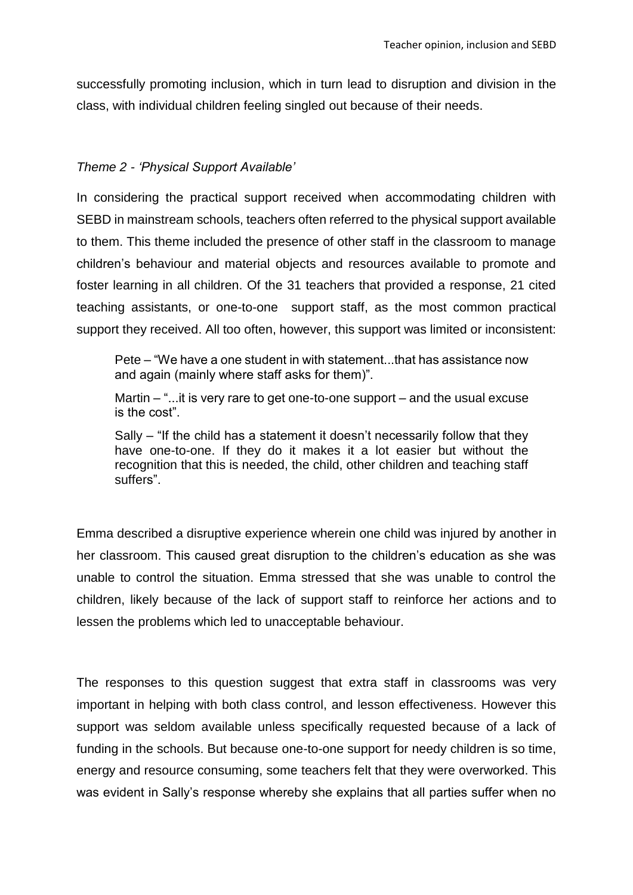successfully promoting inclusion, which in turn lead to disruption and division in the class, with individual children feeling singled out because of their needs.

*Theme 2 - 'Physical Support Available'*

In considering the practical support received when accommodating children with SEBD in mainstream schools, teachers often referred to the physical support available to them. This theme included the presence of other staff in the classroom to manage children's behaviour and material objects and resources available to promote and foster learning in all children. Of the 31 teachers that provided a response, 21 cited teaching assistants, or one-to-one support staff, as the most common practical support they received. All too often, however, this support was limited or inconsistent:

> Pete – "We have a one student in with statement...that has assistance now and again (mainly where staff asks for them)".
>
> Martin – "...it is very rare to get one-to-one support – and the usual excuse is the cost".
>
> Sally – "If the child has a statement it doesn't necessarily follow that they have one-to-one. If they do it makes it a lot easier but without the recognition that this is needed, the child, other children and teaching staff suffers".

Emma described a disruptive experience wherein one child was injured by another in her classroom. This caused great disruption to the children's education as she was unable to control the situation. Emma stressed that she was unable to control the children, likely because of the lack of support staff to reinforce her actions and to lessen the problems which led to unacceptable behaviour.

The responses to this question suggest that extra staff in classrooms was very important in helping with both class control, and lesson effectiveness. However this support was seldom available unless specifically requested because of a lack of funding in the schools. But because one-to-one support for needy children is so time, energy and resource consuming, some teachers felt that they were overworked. This was evident in Sally's response whereby she explains that all parties suffer when no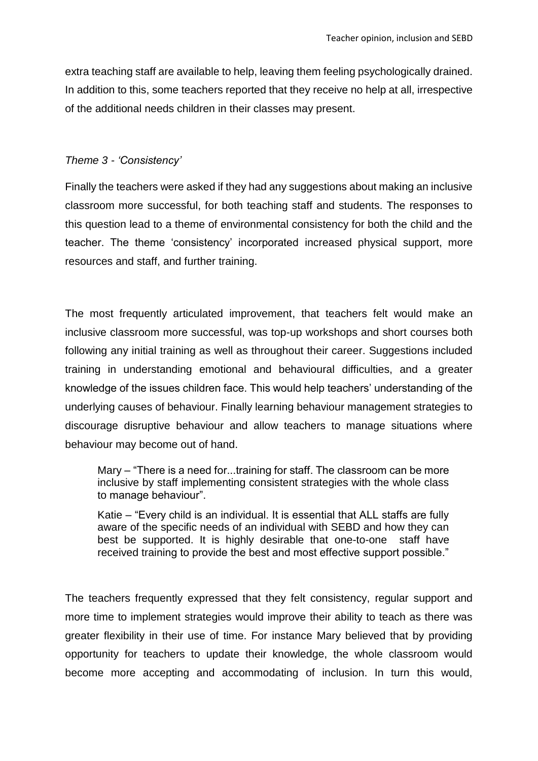extra teaching staff are available to help, leaving them feeling psychologically drained. In addition to this, some teachers reported that they receive no help at all, irrespective of the additional needs children in their classes may present.

*Theme 3 - 'Consistency'*

Finally the teachers were asked if they had any suggestions about making an inclusive classroom more successful, for both teaching staff and students. The responses to this question lead to a theme of environmental consistency for both the child and the teacher. The theme 'consistency' incorporated increased physical support, more resources and staff, and further training.

The most frequently articulated improvement, that teachers felt would make an inclusive classroom more successful, was top-up workshops and short courses both following any initial training as well as throughout their career. Suggestions included training in understanding emotional and behavioural difficulties, and a greater knowledge of the issues children face. This would help teachers' understanding of the underlying causes of behaviour. Finally learning behaviour management strategies to discourage disruptive behaviour and allow teachers to manage situations where behaviour may become out of hand.

> Mary – "There is a need for...training for staff. The classroom can be more inclusive by staff implementing consistent strategies with the whole class to manage behaviour".
>
> Katie – "Every child is an individual. It is essential that ALL staffs are fully aware of the specific needs of an individual with SEBD and how they can best be supported. It is highly desirable that one-to-one staff have received training to provide the best and most effective support possible."

The teachers frequently expressed that they felt consistency, regular support and more time to implement strategies would improve their ability to teach as there was greater flexibility in their use of time. For instance Mary believed that by providing opportunity for teachers to update their knowledge, the whole classroom would become more accepting and accommodating of inclusion. In turn this would,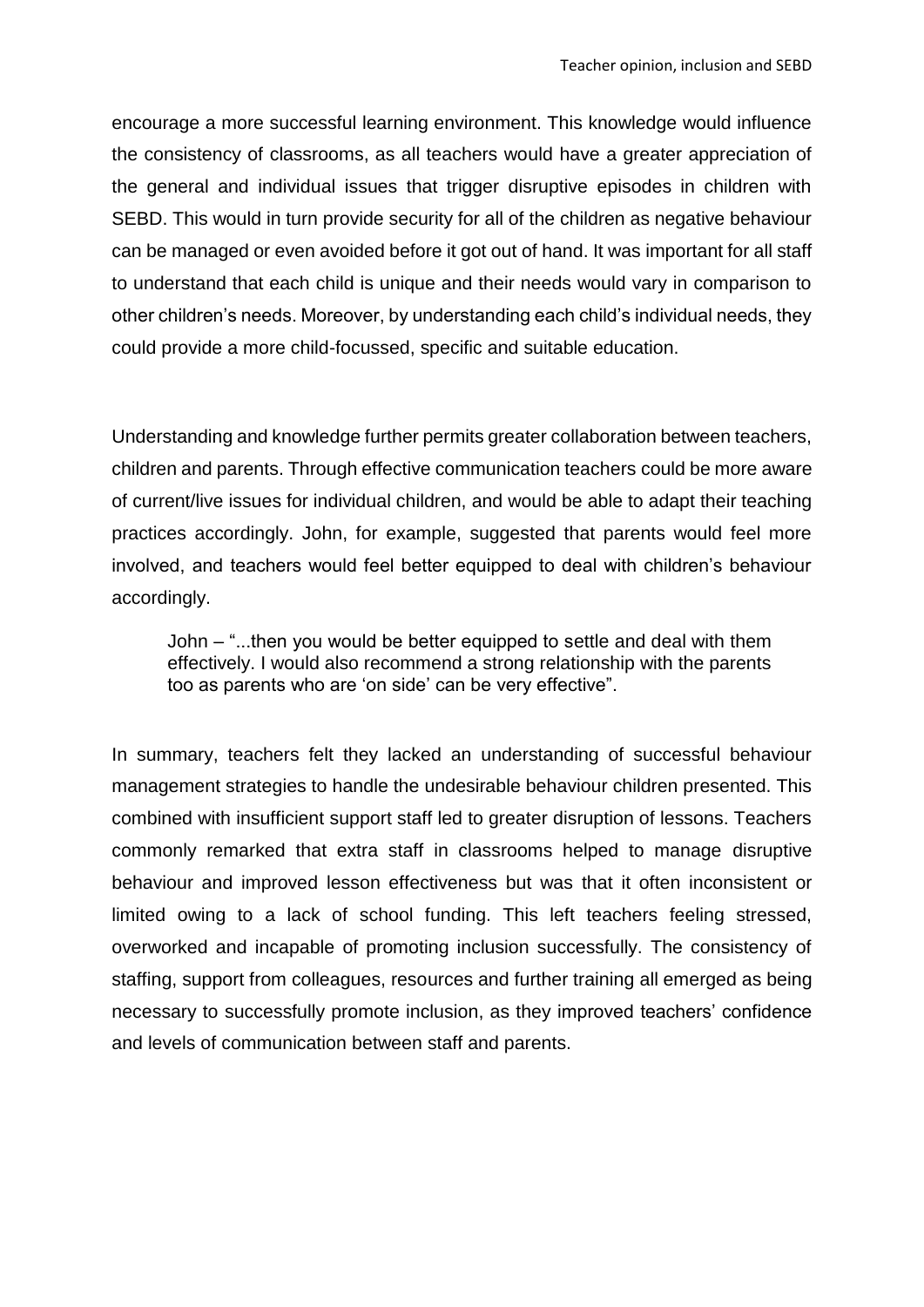encourage a more successful learning environment. This knowledge would influence the consistency of classrooms, as all teachers would have a greater appreciation of the general and individual issues that trigger disruptive episodes in children with SEBD. This would in turn provide security for all of the children as negative behaviour can be managed or even avoided before it got out of hand. It was important for all staff to understand that each child is unique and their needs would vary in comparison to other children's needs. Moreover, by understanding each child's individual needs, they could provide a more child-focussed, specific and suitable education.

Understanding and knowledge further permits greater collaboration between teachers, children and parents. Through effective communication teachers could be more aware of current/live issues for individual children, and would be able to adapt their teaching practices accordingly. John, for example, suggested that parents would feel more involved, and teachers would feel better equipped to deal with children's behaviour accordingly.

> John – "...then you would be better equipped to settle and deal with them effectively. I would also recommend a strong relationship with the parents too as parents who are 'on side' can be very effective".

In summary, teachers felt they lacked an understanding of successful behaviour management strategies to handle the undesirable behaviour children presented. This combined with insufficient support staff led to greater disruption of lessons. Teachers commonly remarked that extra staff in classrooms helped to manage disruptive behaviour and improved lesson effectiveness but was that it often inconsistent or limited owing to a lack of school funding. This left teachers feeling stressed, overworked and incapable of promoting inclusion successfully. The consistency of staffing, support from colleagues, resources and further training all emerged as being necessary to successfully promote inclusion, as they improved teachers' confidence and levels of communication between staff and parents.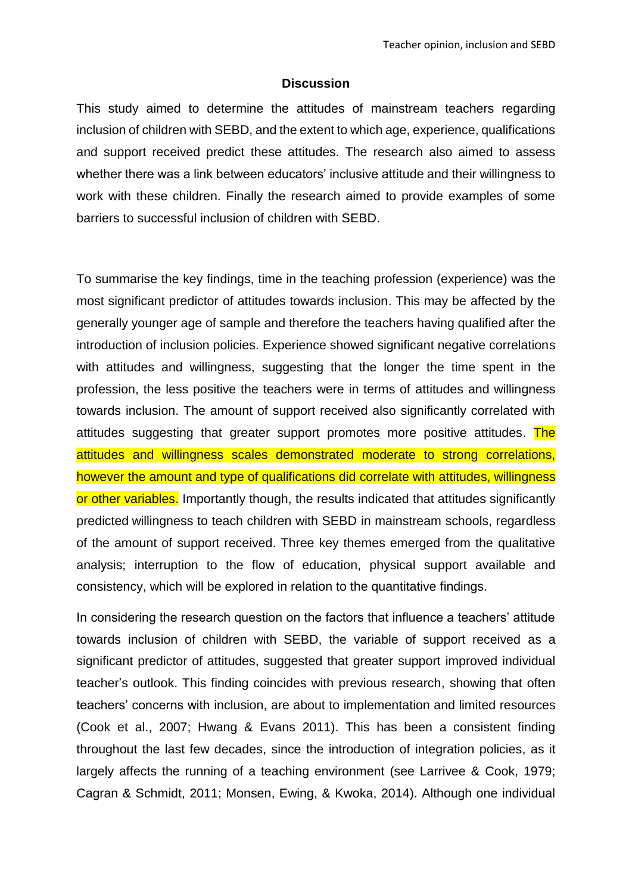## Discussion

This study aimed to determine the attitudes of mainstream teachers regarding inclusion of children with SEBD, and the extent to which age, experience, qualifications and support received predict these attitudes. The research also aimed to assess whether there was a link between educators' inclusive attitude and their willingness to work with these children. Finally the research aimed to provide examples of some barriers to successful inclusion of children with SEBD.

To summarise the key findings, time in the teaching profession (experience) was the most significant predictor of attitudes towards inclusion. This may be affected by the generally younger age of sample and therefore the teachers having qualified after the introduction of inclusion policies. Experience showed significant negative correlations with attitudes and willingness, suggesting that the longer the time spent in the profession, the less positive the teachers were in terms of attitudes and willingness towards inclusion. The amount of support received also significantly correlated with attitudes suggesting that greater support promotes more positive attitudes. The attitudes and willingness scales demonstrated moderate to strong correlations, however the amount and type of qualifications did correlate with attitudes, willingness or other variables. Importantly though, the results indicated that attitudes significantly predicted willingness to teach children with SEBD in mainstream schools, regardless of the amount of support received. Three key themes emerged from the qualitative analysis; interruption to the flow of education, physical support available and consistency, which will be explored in relation to the quantitative findings.

In considering the research question on the factors that influence a teachers' attitude towards inclusion of children with SEBD, the variable of support received as a significant predictor of attitudes, suggested that greater support improved individual teacher's outlook. This finding coincides with previous research, showing that often teachers' concerns with inclusion, are about to implementation and limited resources (Cook et al., 2007; Hwang & Evans 2011). This has been a consistent finding throughout the last few decades, since the introduction of integration policies, as it largely affects the running of a teaching environment (see Larrivee & Cook, 1979; Cagran & Schmidt, 2011; Monsen, Ewing, & Kwoka, 2014). Although one individual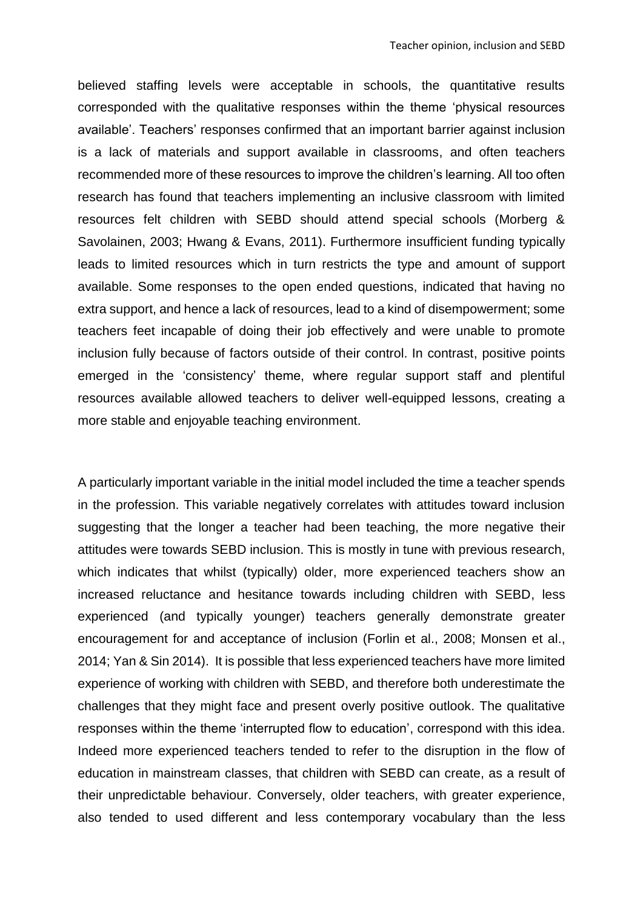believed staffing levels were acceptable in schools, the quantitative results corresponded with the qualitative responses within the theme 'physical resources available'. Teachers' responses confirmed that an important barrier against inclusion is a lack of materials and support available in classrooms, and often teachers recommended more of these resources to improve the children's learning. All too often research has found that teachers implementing an inclusive classroom with limited resources felt children with SEBD should attend special schools (Morberg & Savolainen, 2003; Hwang & Evans, 2011). Furthermore insufficient funding typically leads to limited resources which in turn restricts the type and amount of support available. Some responses to the open ended questions, indicated that having no extra support, and hence a lack of resources, lead to a kind of disempowerment; some teachers feet incapable of doing their job effectively and were unable to promote inclusion fully because of factors outside of their control. In contrast, positive points emerged in the 'consistency' theme, where regular support staff and plentiful resources available allowed teachers to deliver well-equipped lessons, creating a more stable and enjoyable teaching environment.

A particularly important variable in the initial model included the time a teacher spends in the profession. This variable negatively correlates with attitudes toward inclusion suggesting that the longer a teacher had been teaching, the more negative their attitudes were towards SEBD inclusion. This is mostly in tune with previous research, which indicates that whilst (typically) older, more experienced teachers show an increased reluctance and hesitance towards including children with SEBD, less experienced (and typically younger) teachers generally demonstrate greater encouragement for and acceptance of inclusion (Forlin et al., 2008; Monsen et al., 2014; Yan & Sin 2014). It is possible that less experienced teachers have more limited experience of working with children with SEBD, and therefore both underestimate the challenges that they might face and present overly positive outlook. The qualitative responses within the theme 'interrupted flow to education', correspond with this idea. Indeed more experienced teachers tended to refer to the disruption in the flow of education in mainstream classes, that children with SEBD can create, as a result of their unpredictable behaviour. Conversely, older teachers, with greater experience, also tended to used different and less contemporary vocabulary than the less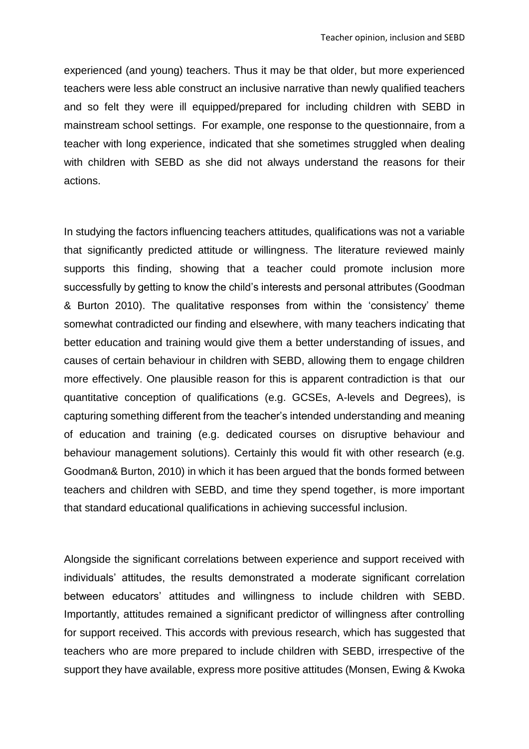experienced (and young) teachers. Thus it may be that older, but more experienced teachers were less able construct an inclusive narrative than newly qualified teachers and so felt they were ill equipped/prepared for including children with SEBD in mainstream school settings. For example, one response to the questionnaire, from a teacher with long experience, indicated that she sometimes struggled when dealing with children with SEBD as she did not always understand the reasons for their actions.

In studying the factors influencing teachers attitudes, qualifications was not a variable that significantly predicted attitude or willingness. The literature reviewed mainly supports this finding, showing that a teacher could promote inclusion more successfully by getting to know the child's interests and personal attributes (Goodman & Burton 2010). The qualitative responses from within the 'consistency' theme somewhat contradicted our finding and elsewhere, with many teachers indicating that better education and training would give them a better understanding of issues, and causes of certain behaviour in children with SEBD, allowing them to engage children more effectively. One plausible reason for this is apparent contradiction is that our quantitative conception of qualifications (e.g. GCSEs, A-levels and Degrees), is capturing something different from the teacher's intended understanding and meaning of education and training (e.g. dedicated courses on disruptive behaviour and behaviour management solutions). Certainly this would fit with other research (e.g. Goodman& Burton, 2010) in which it has been argued that the bonds formed between teachers and children with SEBD, and time they spend together, is more important that standard educational qualifications in achieving successful inclusion.

Alongside the significant correlations between experience and support received with individuals' attitudes, the results demonstrated a moderate significant correlation between educators' attitudes and willingness to include children with SEBD. Importantly, attitudes remained a significant predictor of willingness after controlling for support received. This accords with previous research, which has suggested that teachers who are more prepared to include children with SEBD, irrespective of the support they have available, express more positive attitudes (Monsen, Ewing & Kwoka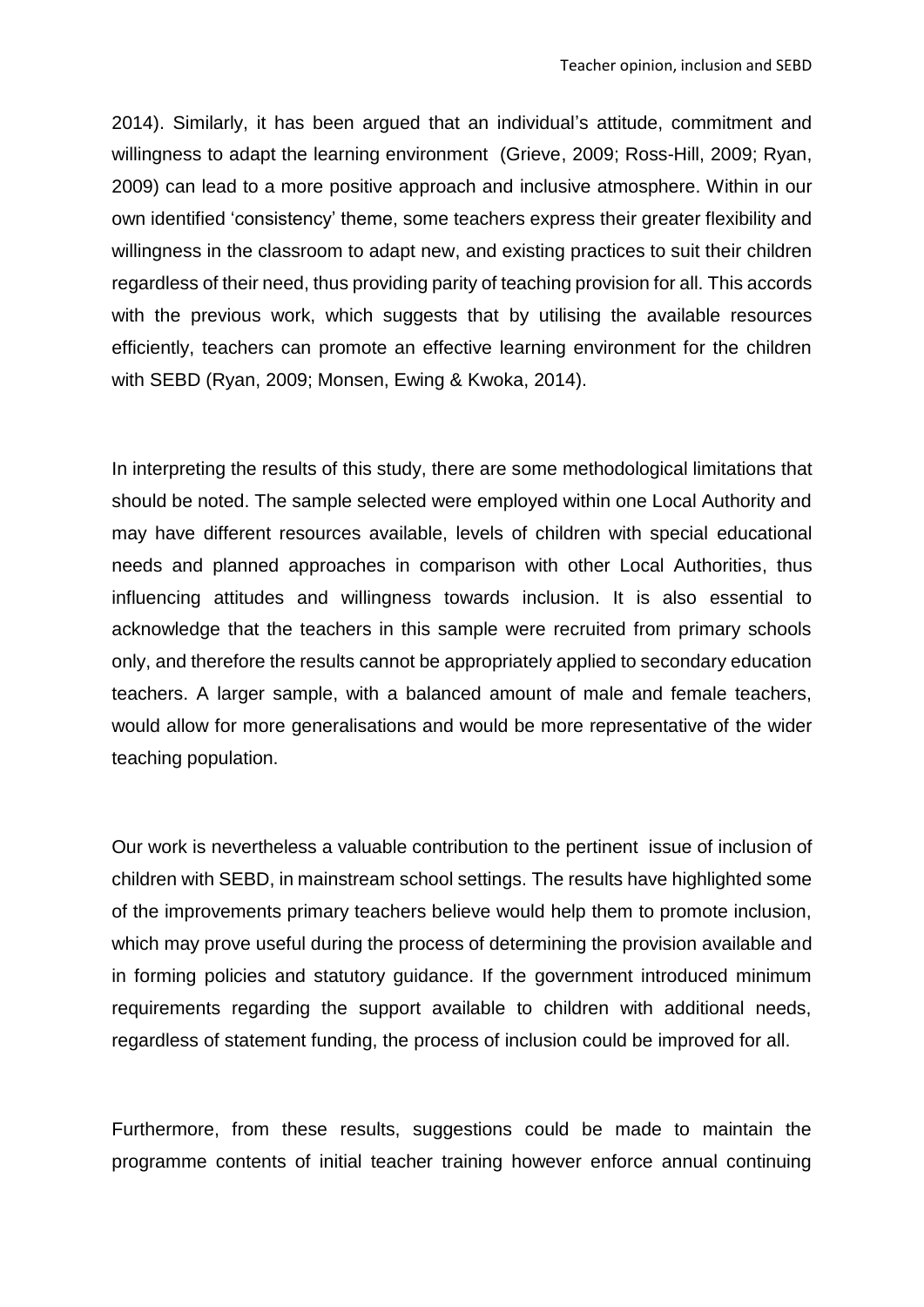2014). Similarly, it has been argued that an individual's attitude, commitment and willingness to adapt the learning environment (Grieve, 2009; Ross-Hill, 2009; Ryan, 2009) can lead to a more positive approach and inclusive atmosphere. Within in our own identified 'consistency' theme, some teachers express their greater flexibility and willingness in the classroom to adapt new, and existing practices to suit their children regardless of their need, thus providing parity of teaching provision for all. This accords with the previous work, which suggests that by utilising the available resources efficiently, teachers can promote an effective learning environment for the children with SEBD (Ryan, 2009; Monsen, Ewing & Kwoka, 2014).

In interpreting the results of this study, there are some methodological limitations that should be noted. The sample selected were employed within one Local Authority and may have different resources available, levels of children with special educational needs and planned approaches in comparison with other Local Authorities, thus influencing attitudes and willingness towards inclusion. It is also essential to acknowledge that the teachers in this sample were recruited from primary schools only, and therefore the results cannot be appropriately applied to secondary education teachers. A larger sample, with a balanced amount of male and female teachers, would allow for more generalisations and would be more representative of the wider teaching population.

Our work is nevertheless a valuable contribution to the pertinent issue of inclusion of children with SEBD, in mainstream school settings. The results have highlighted some of the improvements primary teachers believe would help them to promote inclusion, which may prove useful during the process of determining the provision available and in forming policies and statutory guidance. If the government introduced minimum requirements regarding the support available to children with additional needs, regardless of statement funding, the process of inclusion could be improved for all.

Furthermore, from these results, suggestions could be made to maintain the programme contents of initial teacher training however enforce annual continuing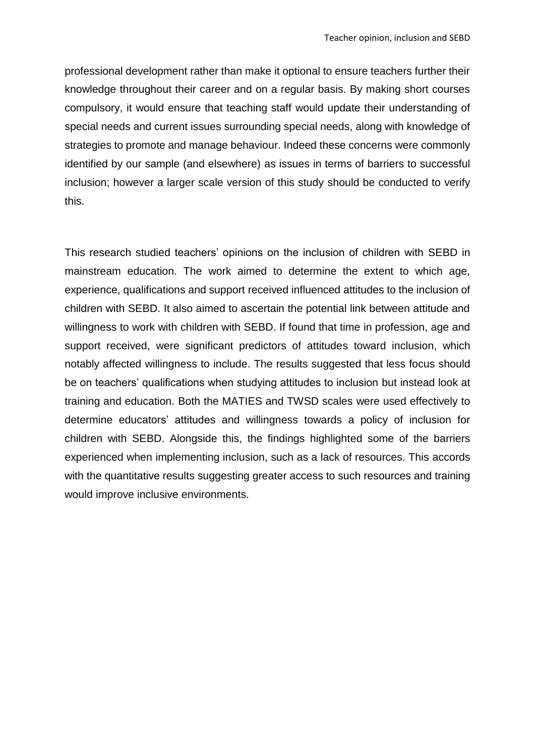professional development rather than make it optional to ensure teachers further their knowledge throughout their career and on a regular basis. By making short courses compulsory, it would ensure that teaching staff would update their understanding of special needs and current issues surrounding special needs, along with knowledge of strategies to promote and manage behaviour. Indeed these concerns were commonly identified by our sample (and elsewhere) as issues in terms of barriers to successful inclusion; however a larger scale version of this study should be conducted to verify this.

This research studied teachers' opinions on the inclusion of children with SEBD in mainstream education. The work aimed to determine the extent to which age, experience, qualifications and support received influenced attitudes to the inclusion of children with SEBD. It also aimed to ascertain the potential link between attitude and willingness to work with children with SEBD. If found that time in profession, age and support received, were significant predictors of attitudes toward inclusion, which notably affected willingness to include. The results suggested that less focus should be on teachers' qualifications when studying attitudes to inclusion but instead look at training and education. Both the MATIES and TWSD scales were used effectively to determine educators' attitudes and willingness towards a policy of inclusion for children with SEBD. Alongside this, the findings highlighted some of the barriers experienced when implementing inclusion, such as a lack of resources. This accords with the quantitative results suggesting greater access to such resources and training would improve inclusive environments.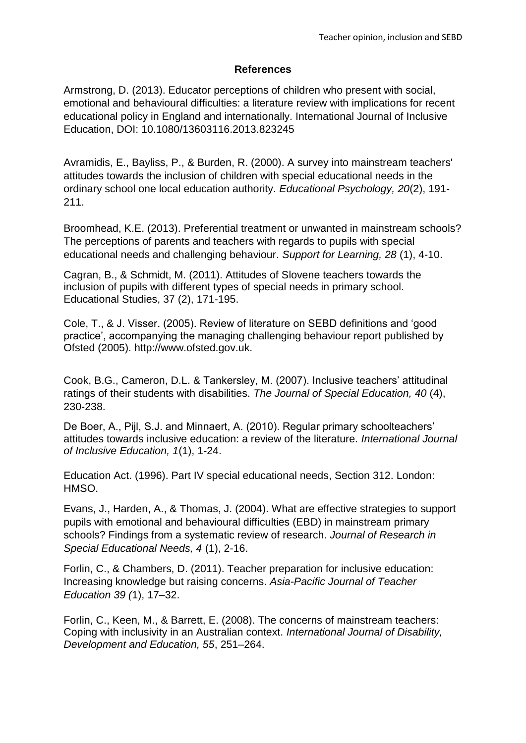## References

Armstrong, D. (2013). Educator perceptions of children who present with social, emotional and behavioural difficulties: a literature review with implications for recent educational policy in England and internationally. International Journal of Inclusive Education, DOI: 10.1080/13603116.2013.823245

Avramidis, E., Bayliss, P., & Burden, R. (2000). A survey into mainstream teachers' attitudes towards the inclusion of children with special educational needs in the ordinary school one local education authority. *Educational Psychology, 20*(2), 191-211.

Broomhead, K.E. (2013). Preferential treatment or unwanted in mainstream schools? The perceptions of parents and teachers with regards to pupils with special educational needs and challenging behaviour. *Support for Learning, 28* (1), 4-10.

Cagran, B., & Schmidt, M. (2011). Attitudes of Slovene teachers towards the inclusion of pupils with different types of special needs in primary school. Educational Studies, 37 (2), 171-195.

Cole, T., & J. Visser. (2005). Review of literature on SEBD definitions and 'good practice', accompanying the managing challenging behaviour report published by Ofsted (2005). http://www.ofsted.gov.uk.

Cook, B.G., Cameron, D.L. & Tankersley, M. (2007). Inclusive teachers' attitudinal ratings of their students with disabilities. *The Journal of Special Education, 40* (4), 230-238.

De Boer, A., Pijl, S.J. and Minnaert, A. (2010). Regular primary schoolteachers' attitudes towards inclusive education: a review of the literature. *International Journal of Inclusive Education, 1*(1), 1-24.

Education Act. (1996). Part IV special educational needs, Section 312. London: HMSO.

Evans, J., Harden, A., & Thomas, J. (2004). What are effective strategies to support pupils with emotional and behavioural difficulties (EBD) in mainstream primary schools? Findings from a systematic review of research. *Journal of Research in Special Educational Needs, 4* (1), 2-16.

Forlin, C., & Chambers, D. (2011). Teacher preparation for inclusive education: Increasing knowledge but raising concerns. *Asia-Pacific Journal of Teacher Education 39 (*1), 17–32.

Forlin, C., Keen, M., & Barrett, E. (2008). The concerns of mainstream teachers: Coping with inclusivity in an Australian context. *International Journal of Disability, Development and Education, 55*, 251–264.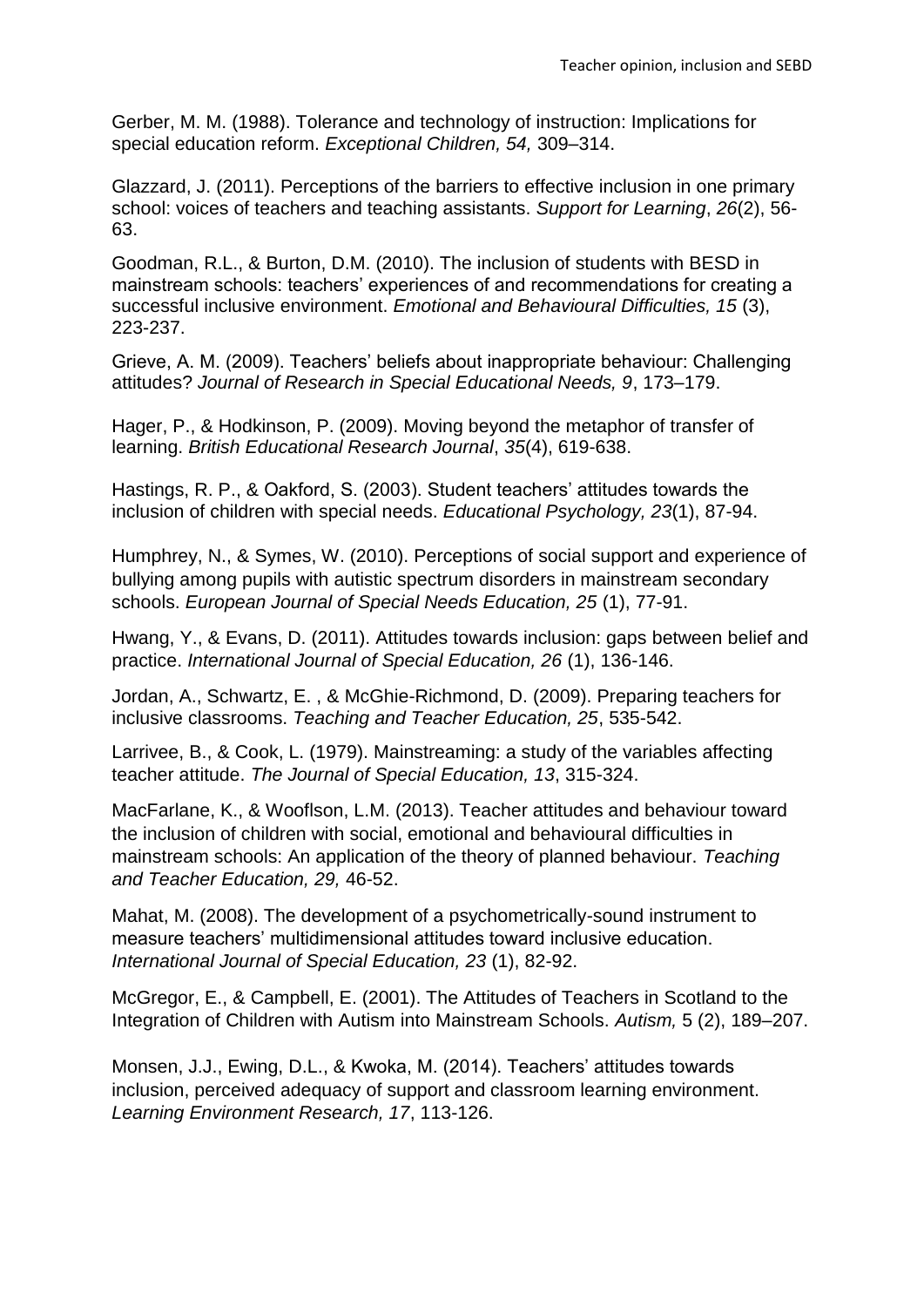Gerber, M. M. (1988). Tolerance and technology of instruction: Implications for special education reform. *Exceptional Children, 54,* 309–314.

Glazzard, J. (2011). Perceptions of the barriers to effective inclusion in one primary school: voices of teachers and teaching assistants. *Support for Learning*, *26*(2), 56-63.

Goodman, R.L., & Burton, D.M. (2010). The inclusion of students with BESD in mainstream schools: teachers' experiences of and recommendations for creating a successful inclusive environment. *Emotional and Behavioural Difficulties, 15* (3), 223-237.

Grieve, A. M. (2009). Teachers' beliefs about inappropriate behaviour: Challenging attitudes? *Journal of Research in Special Educational Needs, 9*, 173–179.

Hager, P., & Hodkinson, P. (2009). Moving beyond the metaphor of transfer of learning. *British Educational Research Journal*, *35*(4), 619-638.

Hastings, R. P., & Oakford, S. (2003). Student teachers' attitudes towards the inclusion of children with special needs. *Educational Psychology, 23*(1), 87-94.

Humphrey, N., & Symes, W. (2010). Perceptions of social support and experience of bullying among pupils with autistic spectrum disorders in mainstream secondary schools. *European Journal of Special Needs Education, 25* (1), 77-91.

Hwang, Y., & Evans, D. (2011). Attitudes towards inclusion: gaps between belief and practice. *International Journal of Special Education, 26* (1), 136-146.

Jordan, A., Schwartz, E. , & McGhie-Richmond, D. (2009). Preparing teachers for inclusive classrooms. *Teaching and Teacher Education, 25*, 535-542.

Larrivee, B., & Cook, L. (1979). Mainstreaming: a study of the variables affecting teacher attitude. *The Journal of Special Education, 13*, 315-324.

MacFarlane, K., & Wooflson, L.M. (2013). Teacher attitudes and behaviour toward the inclusion of children with social, emotional and behavioural difficulties in mainstream schools: An application of the theory of planned behaviour. *Teaching and Teacher Education, 29,* 46-52.

Mahat, M. (2008). The development of a psychometrically-sound instrument to measure teachers' multidimensional attitudes toward inclusive education. *International Journal of Special Education, 23* (1), 82-92.

McGregor, E., & Campbell, E. (2001). The Attitudes of Teachers in Scotland to the Integration of Children with Autism into Mainstream Schools. *Autism,* 5 (2), 189–207.

Monsen, J.J., Ewing, D.L., & Kwoka, M. (2014). Teachers' attitudes towards inclusion, perceived adequacy of support and classroom learning environment. *Learning Environment Research, 17*, 113-126.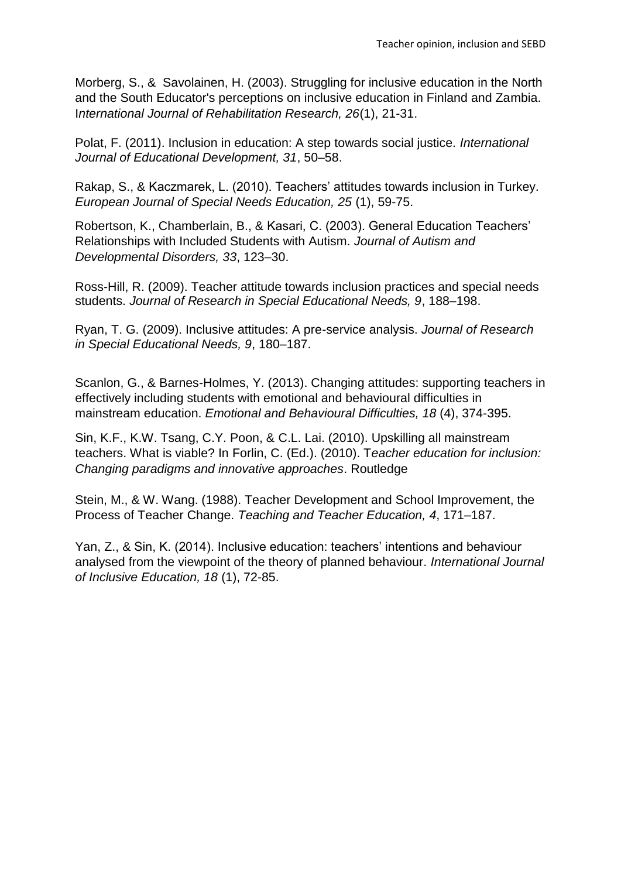Morberg, S., &  Savolainen, H. (2003). Struggling for inclusive education in the North and the South Educator's perceptions on inclusive education in Finland and Zambia. I*nternational Journal of Rehabilitation Research, 26*(1), 21-31.

Polat, F. (2011). Inclusion in education: A step towards social justice. *International Journal of Educational Development, 31*, 50–58.

Rakap, S., & Kaczmarek, L. (2010). Teachers' attitudes towards inclusion in Turkey. *European Journal of Special Needs Education, 25* (1), 59-75.

Robertson, K., Chamberlain, B., & Kasari, C. (2003). General Education Teachers' Relationships with Included Students with Autism. *Journal of Autism and Developmental Disorders, 33*, 123–30.

Ross-Hill, R. (2009). Teacher attitude towards inclusion practices and special needs students. *Journal of Research in Special Educational Needs, 9*, 188–198.

Ryan, T. G. (2009). Inclusive attitudes: A pre-service analysis. *Journal of Research in Special Educational Needs, 9*, 180–187.

Scanlon, G., & Barnes-Holmes, Y. (2013). Changing attitudes: supporting teachers in effectively including students with emotional and behavioural difficulties in mainstream education. *Emotional and Behavioural Difficulties, 18* (4), 374-395.

Sin, K.F., K.W. Tsang, C.Y. Poon, & C.L. Lai. (2010). Upskilling all mainstream teachers. What is viable? In Forlin, C. (Ed.). (2010). T*eacher education for inclusion: Changing paradigms and innovative approaches*. Routledge

Stein, M., & W. Wang. (1988). Teacher Development and School Improvement, the Process of Teacher Change. *Teaching and Teacher Education, 4*, 171–187.

Yan, Z., & Sin, K. (2014). Inclusive education: teachers' intentions and behaviour analysed from the viewpoint of the theory of planned behaviour. *International Journal of Inclusive Education, 18* (1), 72-85.